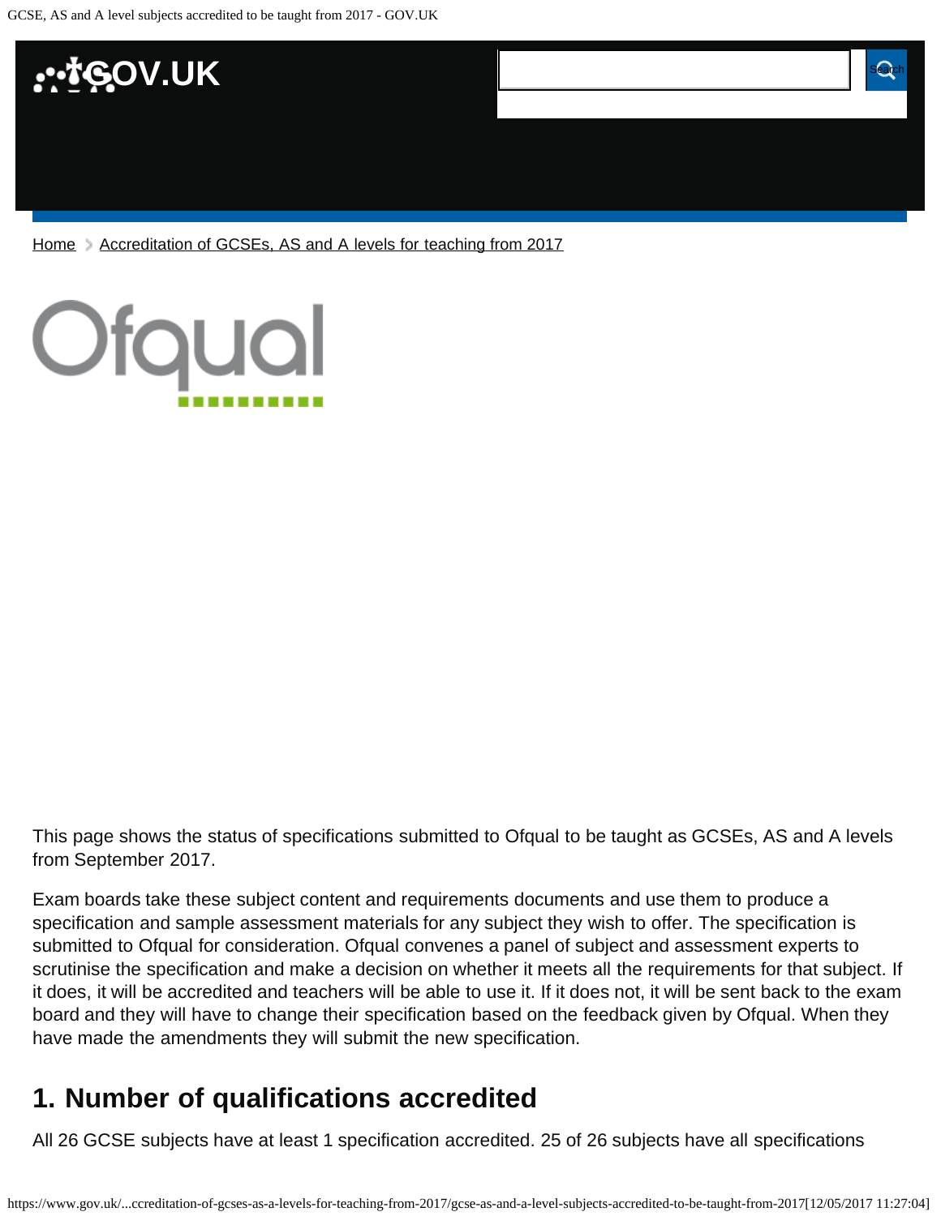Home > Accreditation of GCSEs, AS and A levels for teaching from 2017

This page shows the status of specifications submitted to Ofqual to be taught as GCSEs, AS and A levels from September 2017.

Exam boards take these subject content and requirements documents and use them to produce a specification and sample assessment materials for any subject they wish to offer. The specification is submitted to Ofqual for consideration. Ofqual convenes a panel of subject and assessment experts to scrutinise the specification and make a decision on whether it meets all the requirements for that subject. If it does, it will be accredited and teachers will be able to use it. If it does not, it will be sent back to the exam board and they will have to change their specification based on the feedback given by Ofqual. When they have made the amendments they will submit the new specification.

## 1. Number of qualifications accredited

All 26 GCSE subjects have at least 1 specification accredited. 25 of 26 subjects have all specifications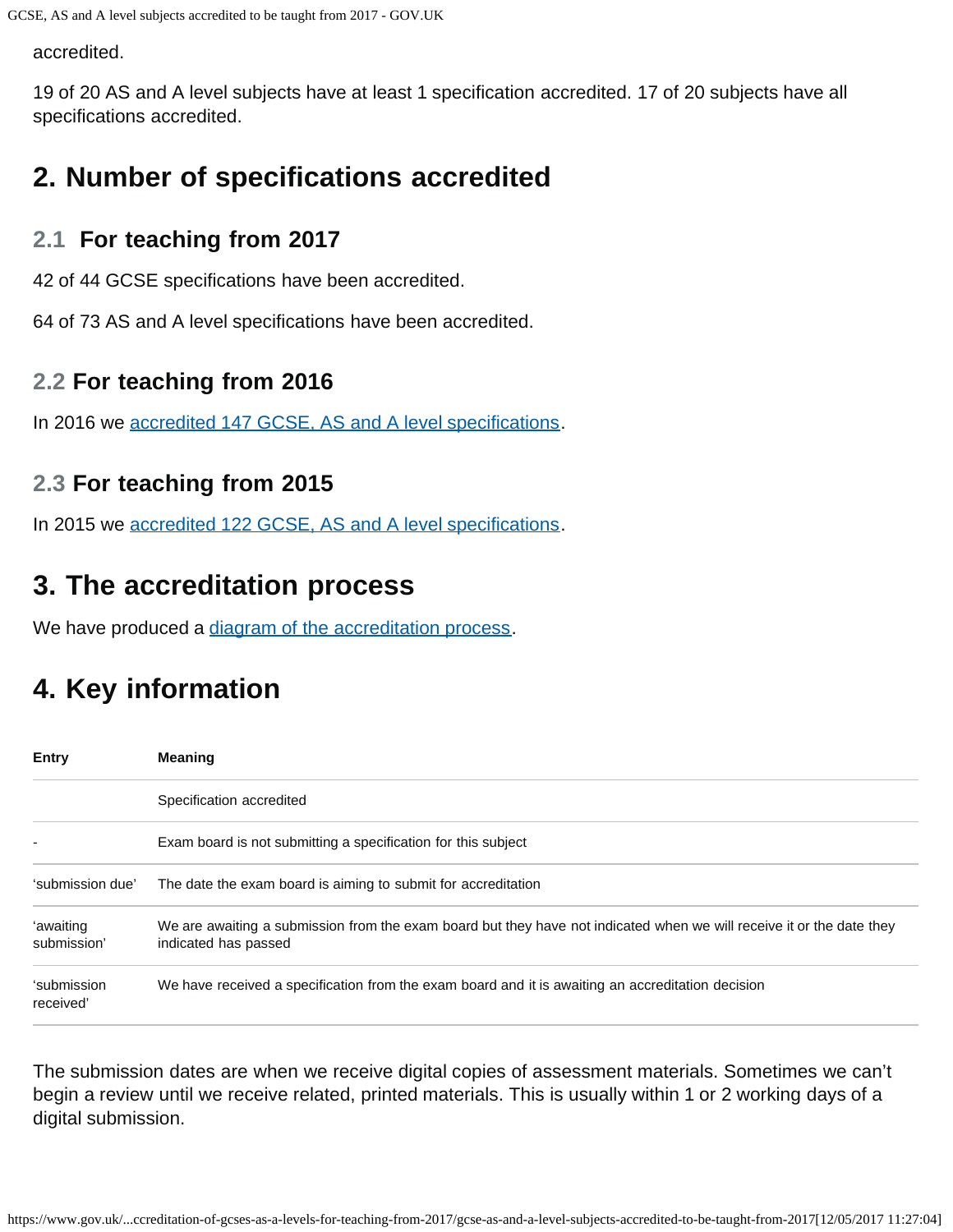accredited.

19 of 20 AS and A level subjects have at least 1 specification accredited. 17 of 20 subjects have all specifications accredited.

## 2. Number of specifications accredited

### 2.1 For teaching from 2017

42 of 44 GCSE specifications have been accredited.

64 of 73 AS and A level specifications have been accredited.

### 2.2 For teaching from 2016

In 2016 we accredited 147 GCSE, AS and A level specifications.

### 2.3 For teaching from 2015

In 2015 we accredited 122 GCSE, AS and A level specifications.

## 3. The accreditation process

We have produced a diagram of the accreditation process.

## 4. Key information

| Entry | Meaning |
|---|---|
| | Specification accredited |
| - | Exam board is not submitting a specification for this subject |
| 'submission due' | The date the exam board is aiming to submit for accreditation |
| 'awaiting submission' | We are awaiting a submission from the exam board but they have not indicated when we will receive it or the date they indicated has passed |
| 'submission received' | We have received a specification from the exam board and it is awaiting an accreditation decision |

The submission dates are when we receive digital copies of assessment materials. Sometimes we can't begin a review until we receive related, printed materials. This is usually within 1 or 2 working days of a digital submission.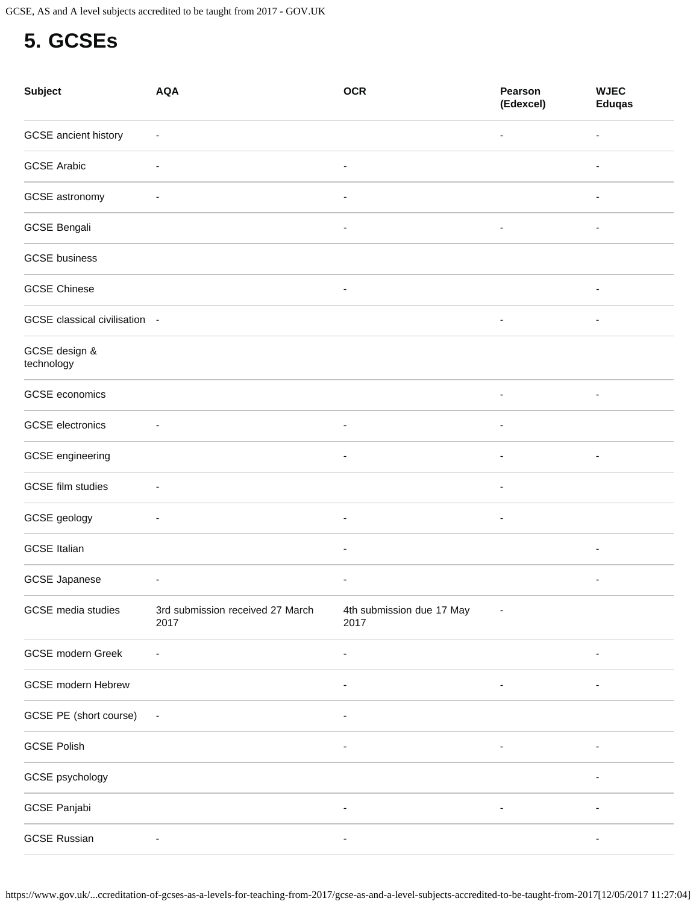# 5. GCSEs

| Subject | AQA | OCR | Pearson (Edexcel) | WJEC Eduqas |
|---|---|---|---|---|
| GCSE ancient history | - | | - | - |
| GCSE Arabic | - | - | | - |
| GCSE astronomy | - | - | | - |
| GCSE Bengali | | - | - | - |
| GCSE business | | | | |
| GCSE Chinese | | - | | - |
| GCSE classical civilisation | - | | - | - |
| GCSE design & technology | | | | |
| GCSE economics | | | - | - |
| GCSE electronics | - | - | - | |
| GCSE engineering | | - | - | - |
| GCSE film studies | - | | - | |
| GCSE geology | - | - | - | |
| GCSE Italian | | - | | - |
| GCSE Japanese | - | - | | - |
| GCSE media studies | 3rd submission received 27 March 2017 | 4th submission due 17 May 2017 | - | |
| GCSE modern Greek | - | - | | - |
| GCSE modern Hebrew | | - | - | - |
| GCSE PE (short course) | - | - | | |
| GCSE Polish | | - | - | - |
| GCSE psychology | | | | - |
| GCSE Panjabi | | - | - | - |
| GCSE Russian | - | - | | - |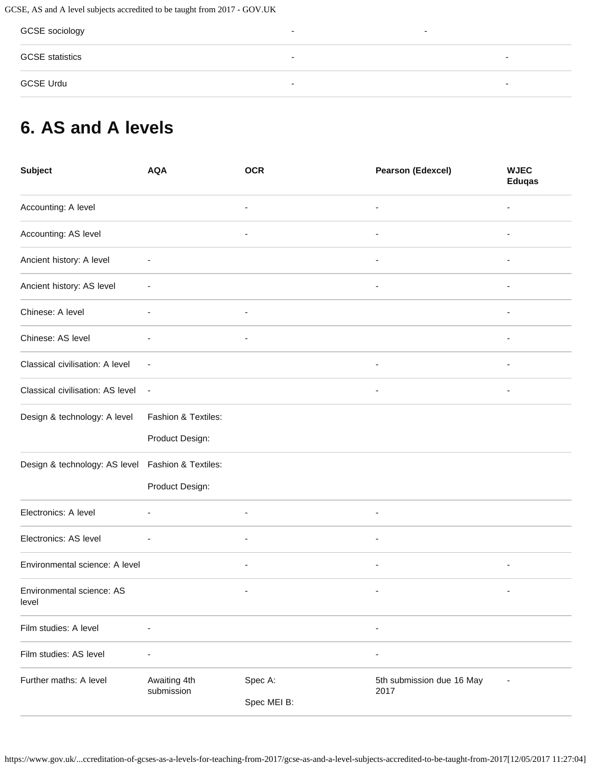| | | | | |
|---|---|---|---|---|
| GCSE sociology | | - | - | |
| GCSE statistics | | - | | - |
| GCSE Urdu | | - | | - |

## 6. AS and A levels

| Subject | AQA | OCR | Pearson (Edexcel) | WJEC Eduqas |
|---|---|---|---|---|
| Accounting: A level | | - | - | - |
| Accounting: AS level | | - | - | - |
| Ancient history: A level | - | | - | - |
| Ancient history: AS level | - | | - | - |
| Chinese: A level | - | - | | - |
| Chinese: AS level | - | - | | - |
| Classical civilisation: A level | - | | - | - |
| Classical civilisation: AS level | - | | - | - |
| Design & technology: A level | Fashion & Textiles:<br>Product Design: | | | |
| Design & technology: AS level | Fashion & Textiles:<br>Product Design: | | | |
| Electronics: A level | - | - | - | |
| Electronics: AS level | - | - | - | |
| Environmental science: A level | | - | - | - |
| Environmental science: AS level | | - | - | - |
| Film studies: A level | - | | - | |
| Film studies: AS level | - | | - | |
| Further maths: A level | Awaiting 4th submission | Spec A:<br>Spec MEI B: | 5th submission due 16 May 2017 | - |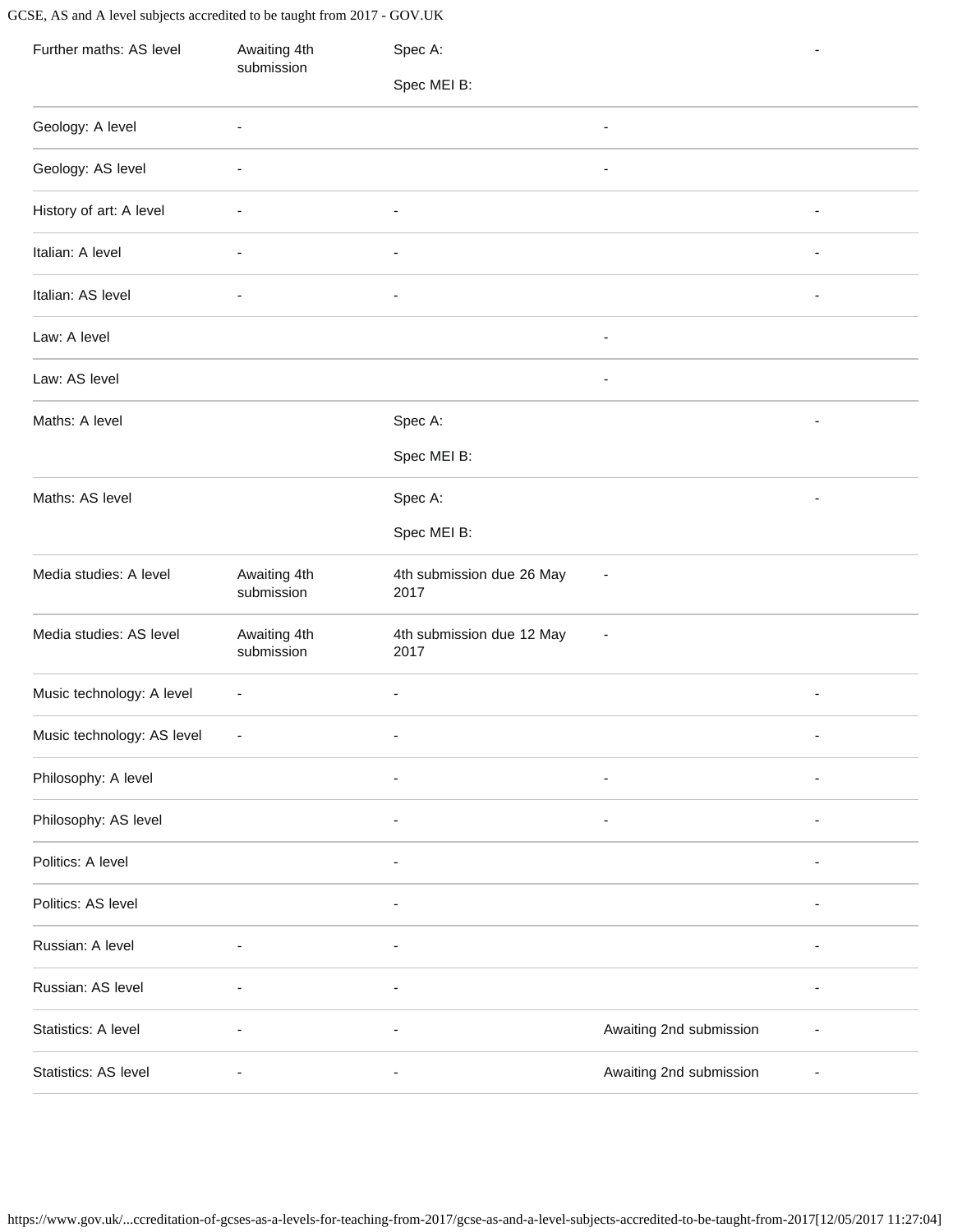| | | | | |
|---|---|---|---|---|
| Further maths: AS level | Awaiting 4th submission | Spec A:<br><br>Spec MEI B: | | - |
| Geology: A level | - | | - | |
| Geology: AS level | - | | - | |
| History of art: A level | - | - | | - |
| Italian: A level | - | - | | - |
| Italian: AS level | - | - | | - |
| Law: A level | | | - | |
| Law: AS level | | | - | |
| Maths: A level | | Spec A:<br><br>Spec MEI B: | | - |
| Maths: AS level | | Spec A:<br><br>Spec MEI B: | | - |
| Media studies: A level | Awaiting 4th submission | 4th submission due 26 May 2017 | - | |
| Media studies: AS level | Awaiting 4th submission | 4th submission due 12 May 2017 | - | |
| Music technology: A level | - | - | | - |
| Music technology: AS level | - | - | | - |
| Philosophy: A level | | - | - | - |
| Philosophy: AS level | | - | - | - |
| Politics: A level | | - | | - |
| Politics: AS level | | - | | - |
| Russian: A level | - | - | | - |
| Russian: AS level | - | - | | - |
| Statistics: A level | - | - | Awaiting 2nd submission | - |
| Statistics: AS level | - | - | Awaiting 2nd submission | - |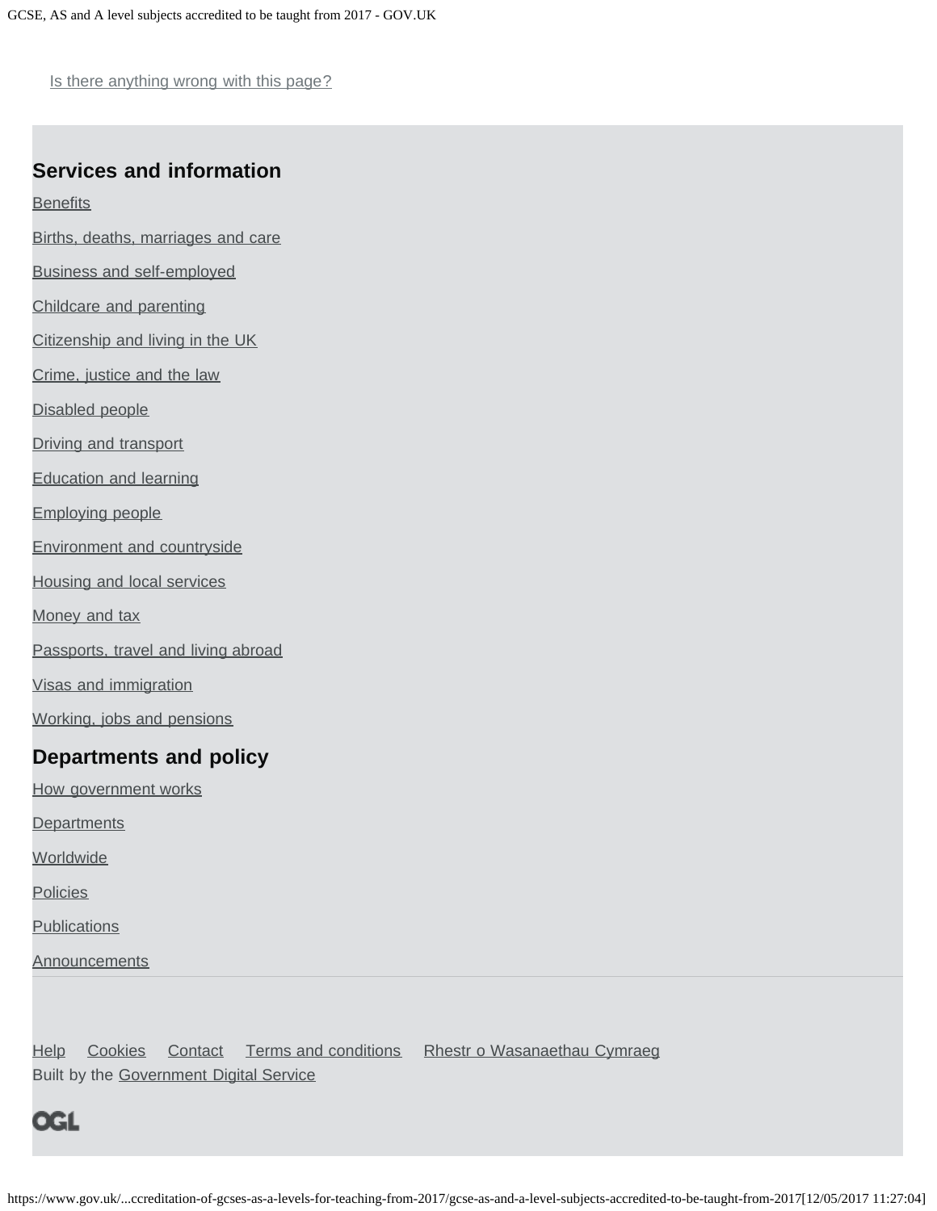Is there anything wrong with this page?

## Services and information

Benefits

Births, deaths, marriages and care

Business and self-employed

Childcare and parenting

Citizenship and living in the UK

Crime, justice and the law

Disabled people

Driving and transport

Education and learning

Employing people

Environment and countryside

Housing and local services

Money and tax

Passports, travel and living abroad

Visas and immigration

Working, jobs and pensions

## Departments and policy

How government works

Departments

Worldwide

Policies

Publications

Announcements

Help Cookies Contact Terms and conditions Rhestr o Wasanaethau Cymraeg

Built by the Government Digital Service

OGL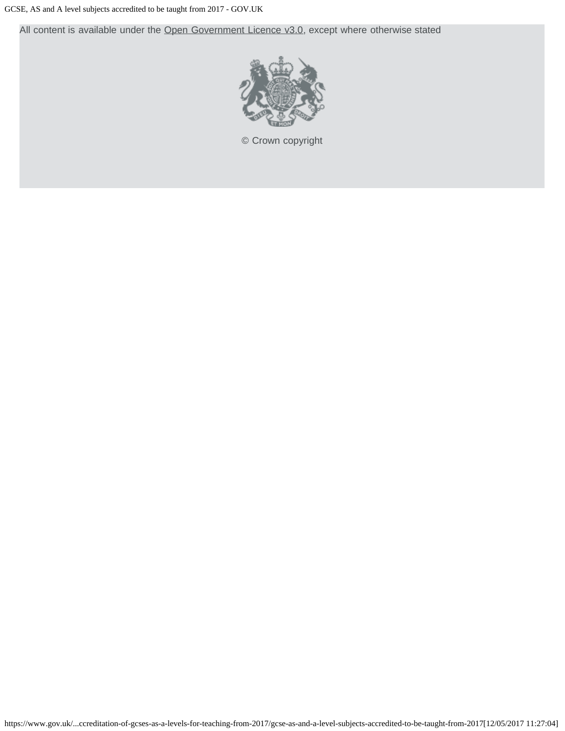All content is available under the Open Government Licence v3.0, except where otherwise stated

© Crown copyright